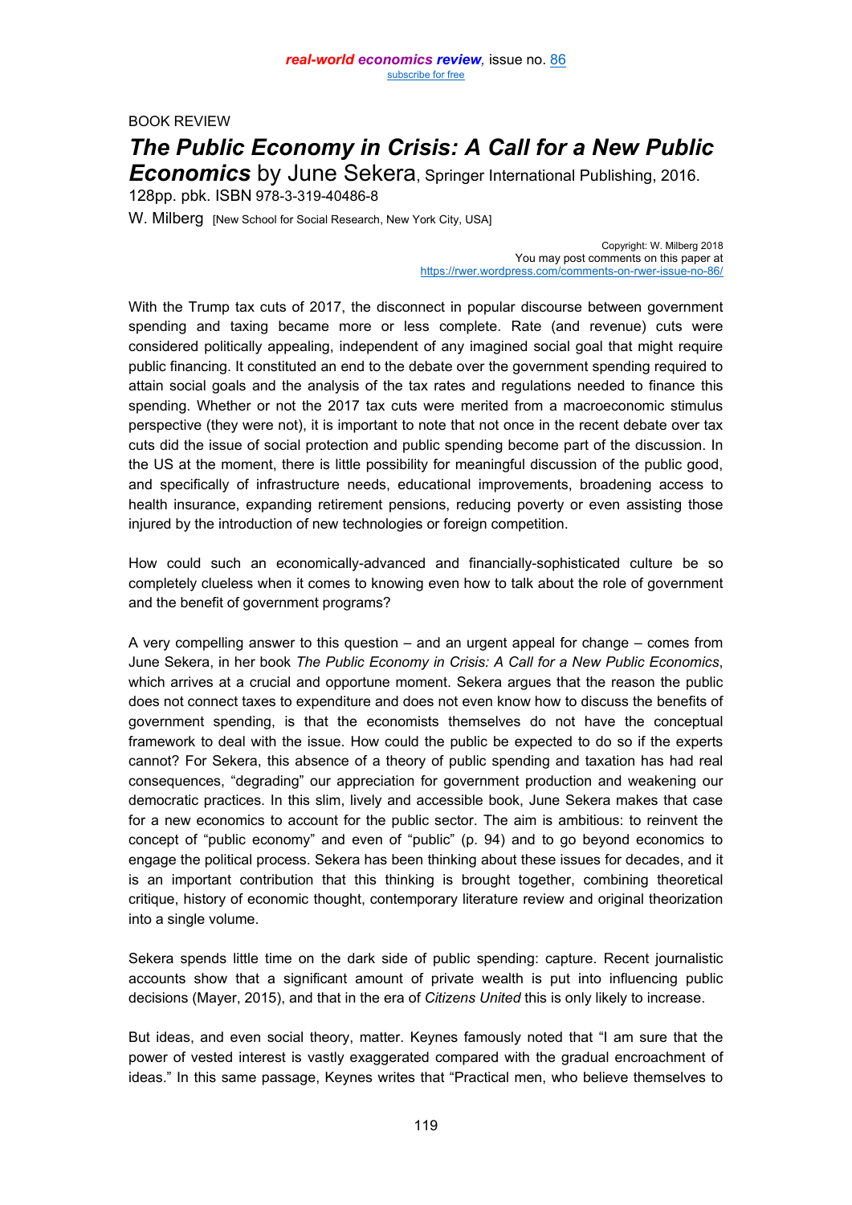BOOK REVIEW

# *The Public Economy in Crisis: A Call for a New Public Economics* by June Sekera, Springer International Publishing, 2016.

128pp. pbk. ISBN 978-3-319-40486-8

W. Milberg [New School for Social Research, New York City, USA]

Copyright: W. Milberg 2018
You may post comments on this paper at
https://rwer.wordpress.com/comments-on-rwer-issue-no-86/

With the Trump tax cuts of 2017, the disconnect in popular discourse between government spending and taxing became more or less complete. Rate (and revenue) cuts were considered politically appealing, independent of any imagined social goal that might require public financing. It constituted an end to the debate over the government spending required to attain social goals and the analysis of the tax rates and regulations needed to finance this spending. Whether or not the 2017 tax cuts were merited from a macroeconomic stimulus perspective (they were not), it is important to note that not once in the recent debate over tax cuts did the issue of social protection and public spending become part of the discussion. In the US at the moment, there is little possibility for meaningful discussion of the public good, and specifically of infrastructure needs, educational improvements, broadening access to health insurance, expanding retirement pensions, reducing poverty or even assisting those injured by the introduction of new technologies or foreign competition.

How could such an economically-advanced and financially-sophisticated culture be so completely clueless when it comes to knowing even how to talk about the role of government and the benefit of government programs?

A very compelling answer to this question – and an urgent appeal for change – comes from June Sekera, in her book *The Public Economy in Crisis: A Call for a New Public Economics*, which arrives at a crucial and opportune moment. Sekera argues that the reason the public does not connect taxes to expenditure and does not even know how to discuss the benefits of government spending, is that the economists themselves do not have the conceptual framework to deal with the issue. How could the public be expected to do so if the experts cannot? For Sekera, this absence of a theory of public spending and taxation has had real consequences, "degrading" our appreciation for government production and weakening our democratic practices. In this slim, lively and accessible book, June Sekera makes that case for a new economics to account for the public sector. The aim is ambitious: to reinvent the concept of "public economy" and even of "public" (p. 94) and to go beyond economics to engage the political process. Sekera has been thinking about these issues for decades, and it is an important contribution that this thinking is brought together, combining theoretical critique, history of economic thought, contemporary literature review and original theorization into a single volume.

Sekera spends little time on the dark side of public spending: capture. Recent journalistic accounts show that a significant amount of private wealth is put into influencing public decisions (Mayer, 2015), and that in the era of *Citizens United* this is only likely to increase.

But ideas, and even social theory, matter. Keynes famously noted that "I am sure that the power of vested interest is vastly exaggerated compared with the gradual encroachment of ideas." In this same passage, Keynes writes that "Practical men, who believe themselves to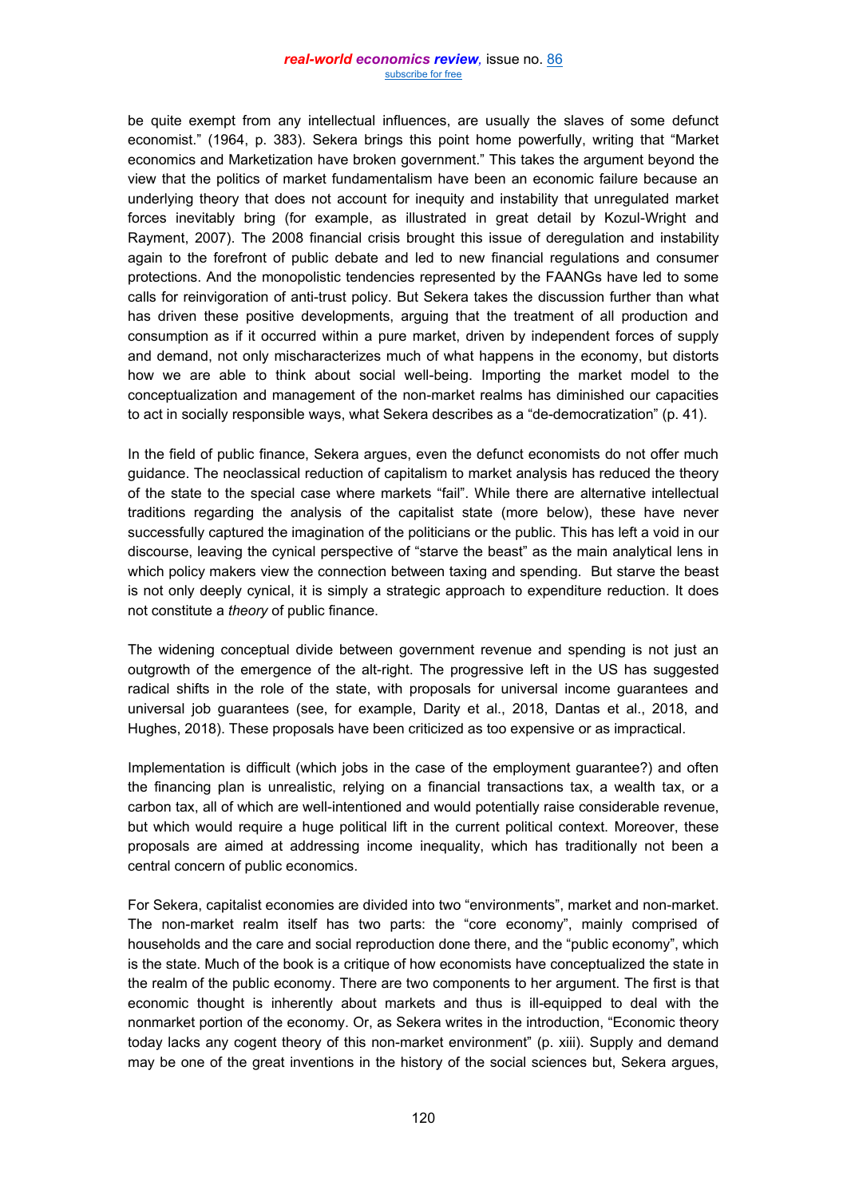be quite exempt from any intellectual influences, are usually the slaves of some defunct economist." (1964, p. 383). Sekera brings this point home powerfully, writing that "Market economics and Marketization have broken government." This takes the argument beyond the view that the politics of market fundamentalism have been an economic failure because an underlying theory that does not account for inequity and instability that unregulated market forces inevitably bring (for example, as illustrated in great detail by Kozul-Wright and Rayment, 2007). The 2008 financial crisis brought this issue of deregulation and instability again to the forefront of public debate and led to new financial regulations and consumer protections. And the monopolistic tendencies represented by the FAANGs have led to some calls for reinvigoration of anti-trust policy. But Sekera takes the discussion further than what has driven these positive developments, arguing that the treatment of all production and consumption as if it occurred within a pure market, driven by independent forces of supply and demand, not only mischaracterizes much of what happens in the economy, but distorts how we are able to think about social well-being. Importing the market model to the conceptualization and management of the non-market realms has diminished our capacities to act in socially responsible ways, what Sekera describes as a "de-democratization" (p. 41).

In the field of public finance, Sekera argues, even the defunct economists do not offer much guidance. The neoclassical reduction of capitalism to market analysis has reduced the theory of the state to the special case where markets "fail". While there are alternative intellectual traditions regarding the analysis of the capitalist state (more below), these have never successfully captured the imagination of the politicians or the public. This has left a void in our discourse, leaving the cynical perspective of "starve the beast" as the main analytical lens in which policy makers view the connection between taxing and spending. But starve the beast is not only deeply cynical, it is simply a strategic approach to expenditure reduction. It does not constitute a *theory* of public finance.

The widening conceptual divide between government revenue and spending is not just an outgrowth of the emergence of the alt-right. The progressive left in the US has suggested radical shifts in the role of the state, with proposals for universal income guarantees and universal job guarantees (see, for example, Darity et al., 2018, Dantas et al., 2018, and Hughes, 2018). These proposals have been criticized as too expensive or as impractical.

Implementation is difficult (which jobs in the case of the employment guarantee?) and often the financing plan is unrealistic, relying on a financial transactions tax, a wealth tax, or a carbon tax, all of which are well-intentioned and would potentially raise considerable revenue, but which would require a huge political lift in the current political context. Moreover, these proposals are aimed at addressing income inequality, which has traditionally not been a central concern of public economics.

For Sekera, capitalist economies are divided into two "environments", market and non-market. The non-market realm itself has two parts: the "core economy", mainly comprised of households and the care and social reproduction done there, and the "public economy", which is the state. Much of the book is a critique of how economists have conceptualized the state in the realm of the public economy. There are two components to her argument. The first is that economic thought is inherently about markets and thus is ill-equipped to deal with the nonmarket portion of the economy. Or, as Sekera writes in the introduction, "Economic theory today lacks any cogent theory of this non-market environment" (p. xiii). Supply and demand may be one of the great inventions in the history of the social sciences but, Sekera argues,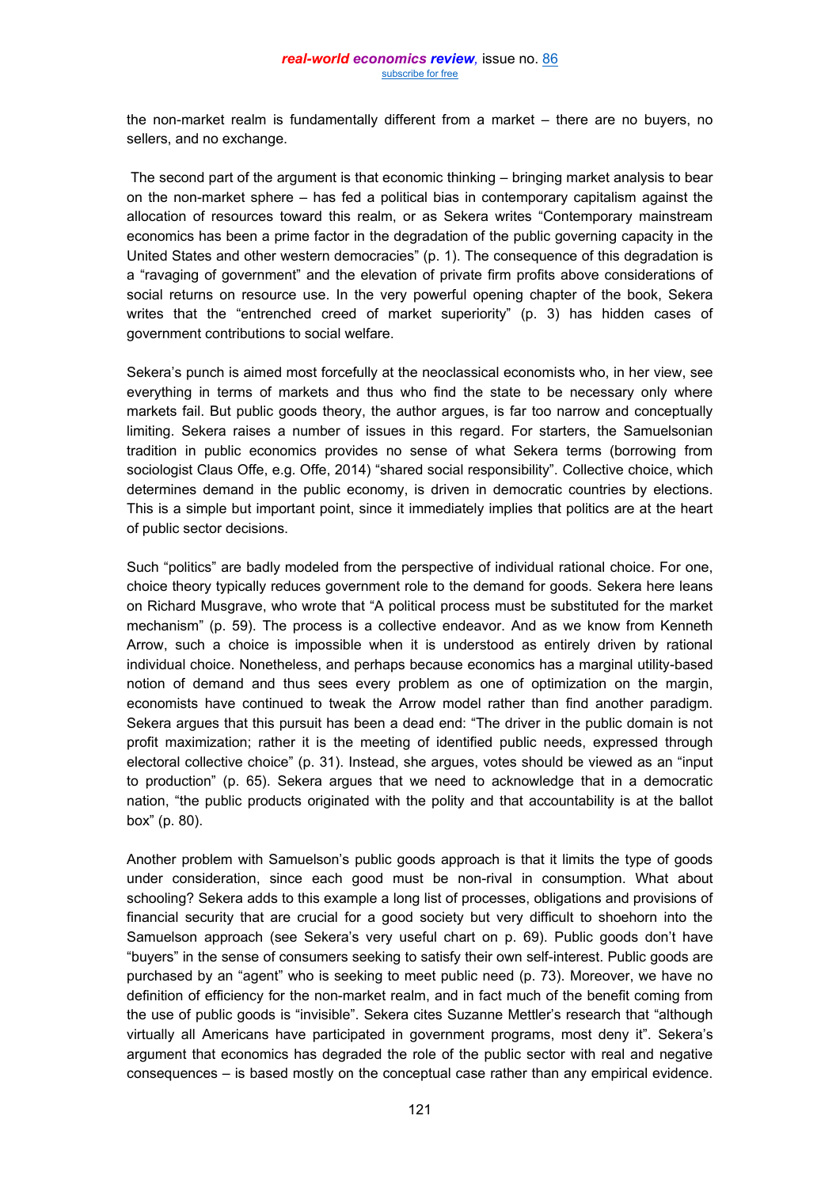the non-market realm is fundamentally different from a market – there are no buyers, no sellers, and no exchange.

The second part of the argument is that economic thinking – bringing market analysis to bear on the non-market sphere – has fed a political bias in contemporary capitalism against the allocation of resources toward this realm, or as Sekera writes "Contemporary mainstream economics has been a prime factor in the degradation of the public governing capacity in the United States and other western democracies" (p. 1). The consequence of this degradation is a "ravaging of government" and the elevation of private firm profits above considerations of social returns on resource use. In the very powerful opening chapter of the book, Sekera writes that the "entrenched creed of market superiority" (p. 3) has hidden cases of government contributions to social welfare.

Sekera's punch is aimed most forcefully at the neoclassical economists who, in her view, see everything in terms of markets and thus who find the state to be necessary only where markets fail. But public goods theory, the author argues, is far too narrow and conceptually limiting. Sekera raises a number of issues in this regard. For starters, the Samuelsonian tradition in public economics provides no sense of what Sekera terms (borrowing from sociologist Claus Offe, e.g. Offe, 2014) "shared social responsibility". Collective choice, which determines demand in the public economy, is driven in democratic countries by elections. This is a simple but important point, since it immediately implies that politics are at the heart of public sector decisions.

Such "politics" are badly modeled from the perspective of individual rational choice. For one, choice theory typically reduces government role to the demand for goods. Sekera here leans on Richard Musgrave, who wrote that "A political process must be substituted for the market mechanism" (p. 59). The process is a collective endeavor. And as we know from Kenneth Arrow, such a choice is impossible when it is understood as entirely driven by rational individual choice. Nonetheless, and perhaps because economics has a marginal utility-based notion of demand and thus sees every problem as one of optimization on the margin, economists have continued to tweak the Arrow model rather than find another paradigm. Sekera argues that this pursuit has been a dead end: "The driver in the public domain is not profit maximization; rather it is the meeting of identified public needs, expressed through electoral collective choice" (p. 31). Instead, she argues, votes should be viewed as an "input to production" (p. 65). Sekera argues that we need to acknowledge that in a democratic nation, "the public products originated with the polity and that accountability is at the ballot box" (p. 80).

Another problem with Samuelson's public goods approach is that it limits the type of goods under consideration, since each good must be non-rival in consumption. What about schooling? Sekera adds to this example a long list of processes, obligations and provisions of financial security that are crucial for a good society but very difficult to shoehorn into the Samuelson approach (see Sekera's very useful chart on p. 69). Public goods don't have "buyers" in the sense of consumers seeking to satisfy their own self-interest. Public goods are purchased by an "agent" who is seeking to meet public need (p. 73). Moreover, we have no definition of efficiency for the non-market realm, and in fact much of the benefit coming from the use of public goods is "invisible". Sekera cites Suzanne Mettler's research that "although virtually all Americans have participated in government programs, most deny it". Sekera's argument that economics has degraded the role of the public sector with real and negative consequences – is based mostly on the conceptual case rather than any empirical evidence.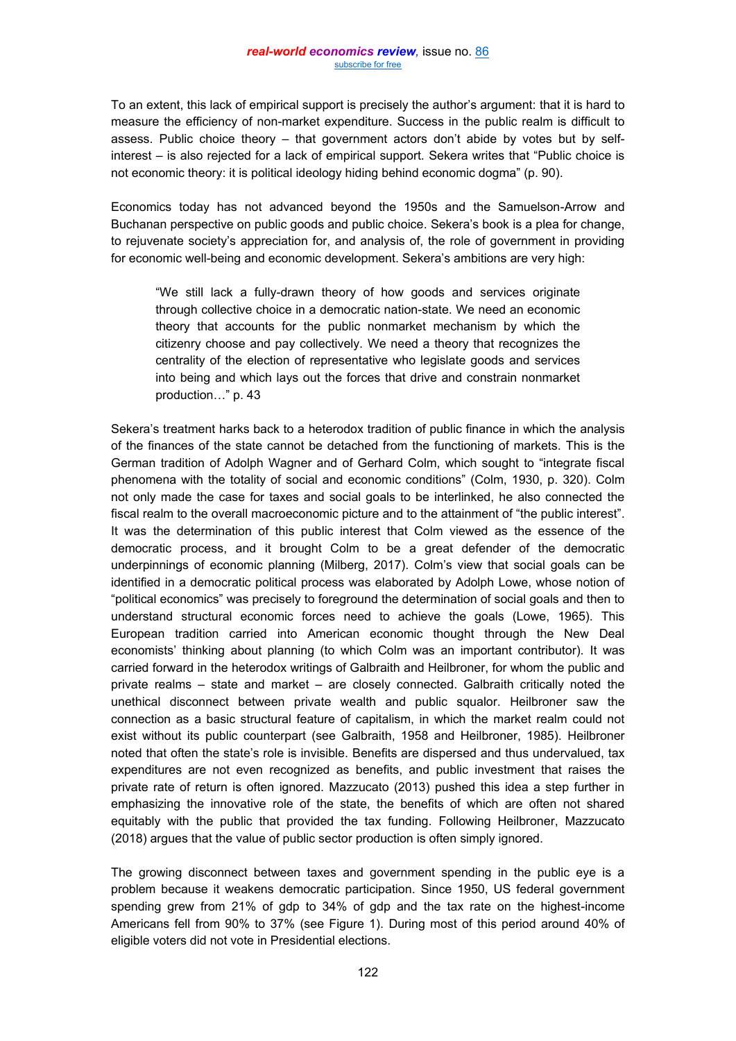To an extent, this lack of empirical support is precisely the author's argument: that it is hard to measure the efficiency of non-market expenditure. Success in the public realm is difficult to assess. Public choice theory – that government actors don't abide by votes but by self-interest – is also rejected for a lack of empirical support. Sekera writes that "Public choice is not economic theory: it is political ideology hiding behind economic dogma" (p. 90).

Economics today has not advanced beyond the 1950s and the Samuelson-Arrow and Buchanan perspective on public goods and public choice. Sekera's book is a plea for change, to rejuvenate society's appreciation for, and analysis of, the role of government in providing for economic well-being and economic development. Sekera's ambitions are very high:

> "We still lack a fully-drawn theory of how goods and services originate through collective choice in a democratic nation-state. We need an economic theory that accounts for the public nonmarket mechanism by which the citizenry choose and pay collectively. We need a theory that recognizes the centrality of the election of representative who legislate goods and services into being and which lays out the forces that drive and constrain nonmarket production…" p. 43

Sekera's treatment harks back to a heterodox tradition of public finance in which the analysis of the finances of the state cannot be detached from the functioning of markets. This is the German tradition of Adolph Wagner and of Gerhard Colm, which sought to "integrate fiscal phenomena with the totality of social and economic conditions" (Colm, 1930, p. 320). Colm not only made the case for taxes and social goals to be interlinked, he also connected the fiscal realm to the overall macroeconomic picture and to the attainment of "the public interest". It was the determination of this public interest that Colm viewed as the essence of the democratic process, and it brought Colm to be a great defender of the democratic underpinnings of economic planning (Milberg, 2017). Colm's view that social goals can be identified in a democratic political process was elaborated by Adolph Lowe, whose notion of "political economics" was precisely to foreground the determination of social goals and then to understand structural economic forces need to achieve the goals (Lowe, 1965). This European tradition carried into American economic thought through the New Deal economists' thinking about planning (to which Colm was an important contributor). It was carried forward in the heterodox writings of Galbraith and Heilbroner, for whom the public and private realms – state and market – are closely connected. Galbraith critically noted the unethical disconnect between private wealth and public squalor. Heilbroner saw the connection as a basic structural feature of capitalism, in which the market realm could not exist without its public counterpart (see Galbraith, 1958 and Heilbroner, 1985). Heilbroner noted that often the state's role is invisible. Benefits are dispersed and thus undervalued, tax expenditures are not even recognized as benefits, and public investment that raises the private rate of return is often ignored. Mazzucato (2013) pushed this idea a step further in emphasizing the innovative role of the state, the benefits of which are often not shared equitably with the public that provided the tax funding. Following Heilbroner, Mazzucato (2018) argues that the value of public sector production is often simply ignored.

The growing disconnect between taxes and government spending in the public eye is a problem because it weakens democratic participation. Since 1950, US federal government spending grew from 21% of gdp to 34% of gdp and the tax rate on the highest-income Americans fell from 90% to 37% (see Figure 1). During most of this period around 40% of eligible voters did not vote in Presidential elections.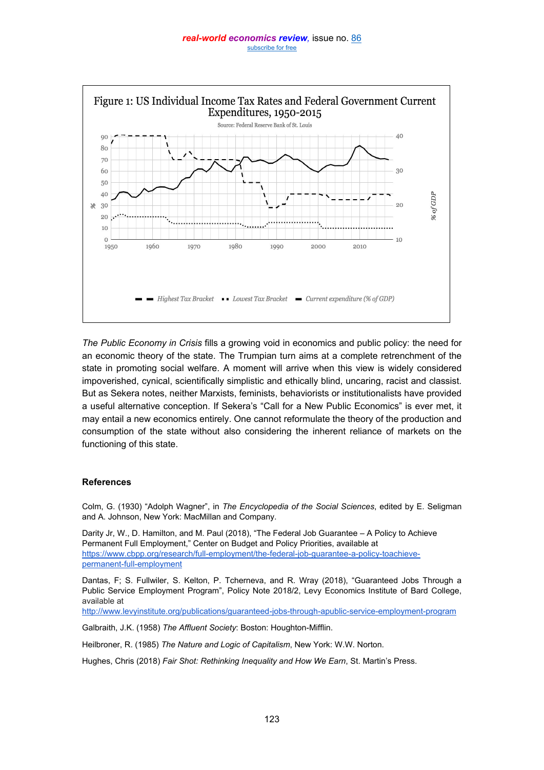Figure 1: US Individual Income Tax Rates and Federal Government Current Expenditures, 1950-2015

Source: Federal Reserve Bank of St. Louis

%

0
10
20
30
40
50
60
70
80
90

% of GDP

10
20
30
40

1950
1960
1970
1980
1990
2000
2010

Highest Tax Bracket
Lowest Tax Bracket
Current expenditure (% of GDP)

*The Public Economy in Crisis* fills a growing void in economics and public policy: the need for an economic theory of the state. The Trumpian turn aims at a complete retrenchment of the state in promoting social welfare. A moment will arrive when this view is widely considered impoverished, cynical, scientifically simplistic and ethically blind, uncaring, racist and classist. But as Sekera notes, neither Marxists, feminists, behaviorists or institutionalists have provided a useful alternative conception. If Sekera's "Call for a New Public Economics" is ever met, it may entail a new economics entirely. One cannot reformulate the theory of the production and consumption of the state without also considering the inherent reliance of markets on the functioning of this state.

## References

Colm, G. (1930) "Adolph Wagner", in *The Encyclopedia of the Social Sciences*, edited by E. Seligman and A. Johnson, New York: MacMillan and Company.

Darity Jr, W., D. Hamilton, and M. Paul (2018), "The Federal Job Guarantee – A Policy to Achieve Permanent Full Employment," Center on Budget and Policy Priorities, available at https://www.cbpp.org/research/full-employment/the-federal-job-guarantee-a-policy-toachieve-permanent-full-employment

Dantas, F; S. Fullwiler, S. Kelton, P. Tcherneva, and R. Wray (2018), "Guaranteed Jobs Through a Public Service Employment Program", Policy Note 2018/2, Levy Economics Institute of Bard College, available at http://www.levyinstitute.org/publications/guaranteed-jobs-through-apublic-service-employment-program

Galbraith, J.K. (1958) *The Affluent Society*: Boston: Houghton-Mifflin.

Heilbroner, R. (1985) *The Nature and Logic of Capitalism*, New York: W.W. Norton.

Hughes, Chris (2018) *Fair Shot: Rethinking Inequality and How We Earn*, St. Martin's Press.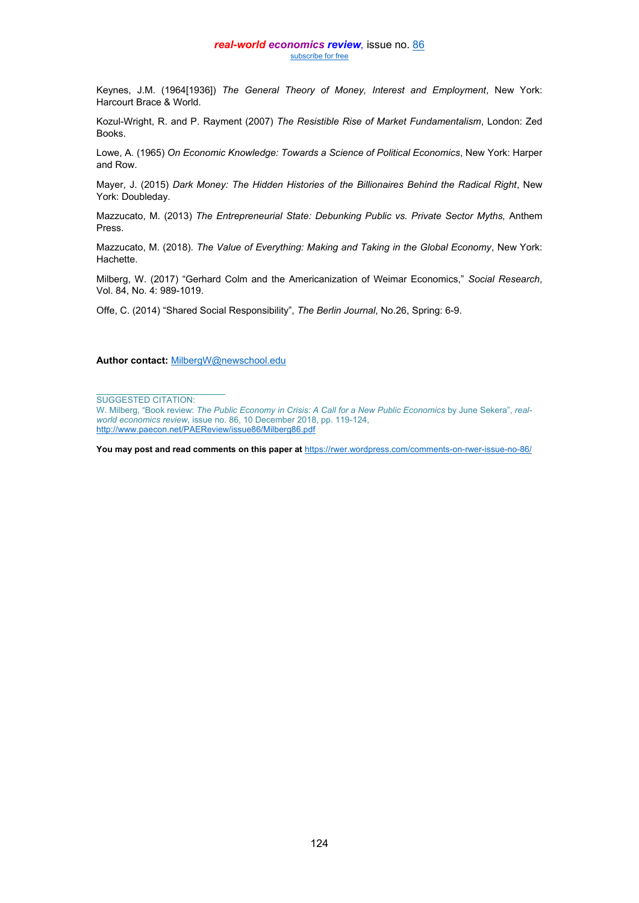Keynes, J.M. (1964[1936]) *The General Theory of Money, Interest and Employment*, New York: Harcourt Brace & World.

Kozul-Wright, R. and P. Rayment (2007) *The Resistible Rise of Market Fundamentalism*, London: Zed Books.

Lowe, A. (1965) *On Economic Knowledge: Towards a Science of Political Economics*, New York: Harper and Row.

Mayer, J. (2015) *Dark Money: The Hidden Histories of the Billionaires Behind the Radical Right*, New York: Doubleday.

Mazzucato, M. (2013) *The Entrepreneurial State: Debunking Public vs. Private Sector Myths,* Anthem Press.

Mazzucato, M. (2018). *The Value of Everything: Making and Taking in the Global Economy*, New York: Hachette.

Milberg, W. (2017) "Gerhard Colm and the Americanization of Weimar Economics," *Social Research*, Vol. 84, No. 4: 989-1019.

Offe, C. (2014) "Shared Social Responsibility", *The Berlin Journal*, No.26, Spring: 6-9.

**Author contact:** MilbergW@newschool.edu

---

SUGGESTED CITATION:
W. Milberg, "Book review: *The Public Economy in Crisis: A Call for a New Public Economics* by June Sekera", *real-world economics review*, issue no. 86, 10 December 2018, pp. 119-124, http://www.paecon.net/PAEReview/issue86/Milberg86.pdf

**You may post and read comments on this paper at** https://rwer.wordpress.com/comments-on-rwer-issue-no-86/